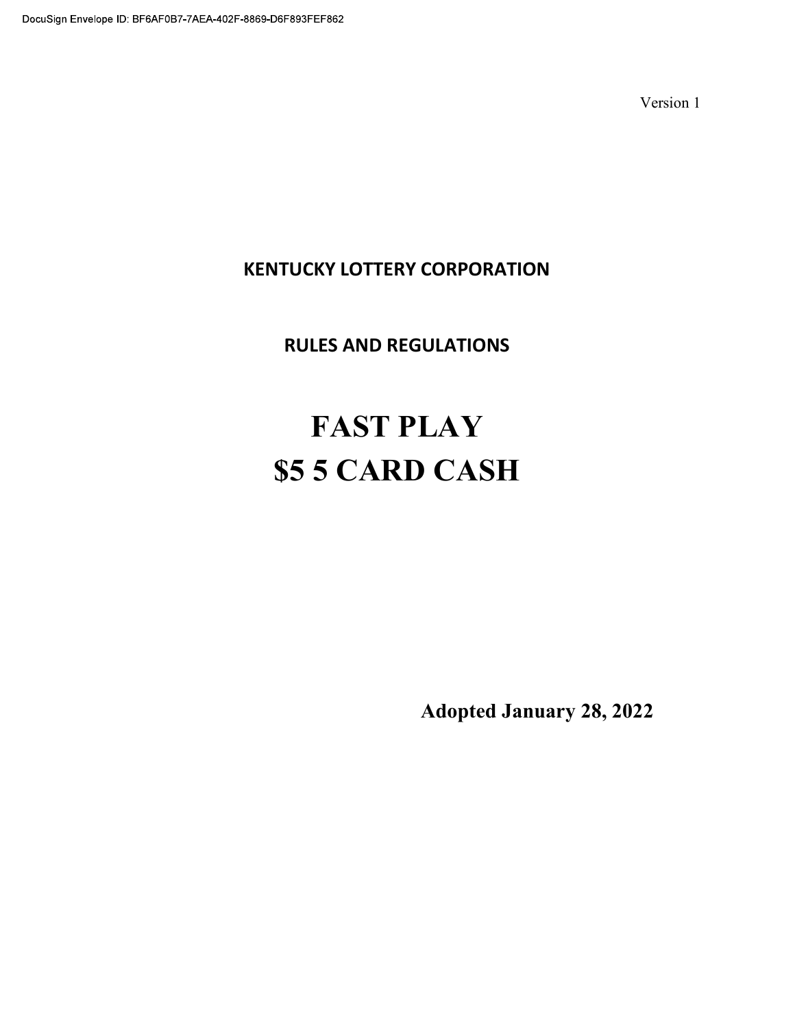DocuSign Envelope ID: BF6AF0B7-7AEA-402F-8869-D6F893FEF862

Version 1

**KENTUCKY LOTTERY CORPORATION**

**RULES AND REGULATIONS**

# FAST PLAY
# $5 5 CARD CASH

**Adopted January 28, 2022**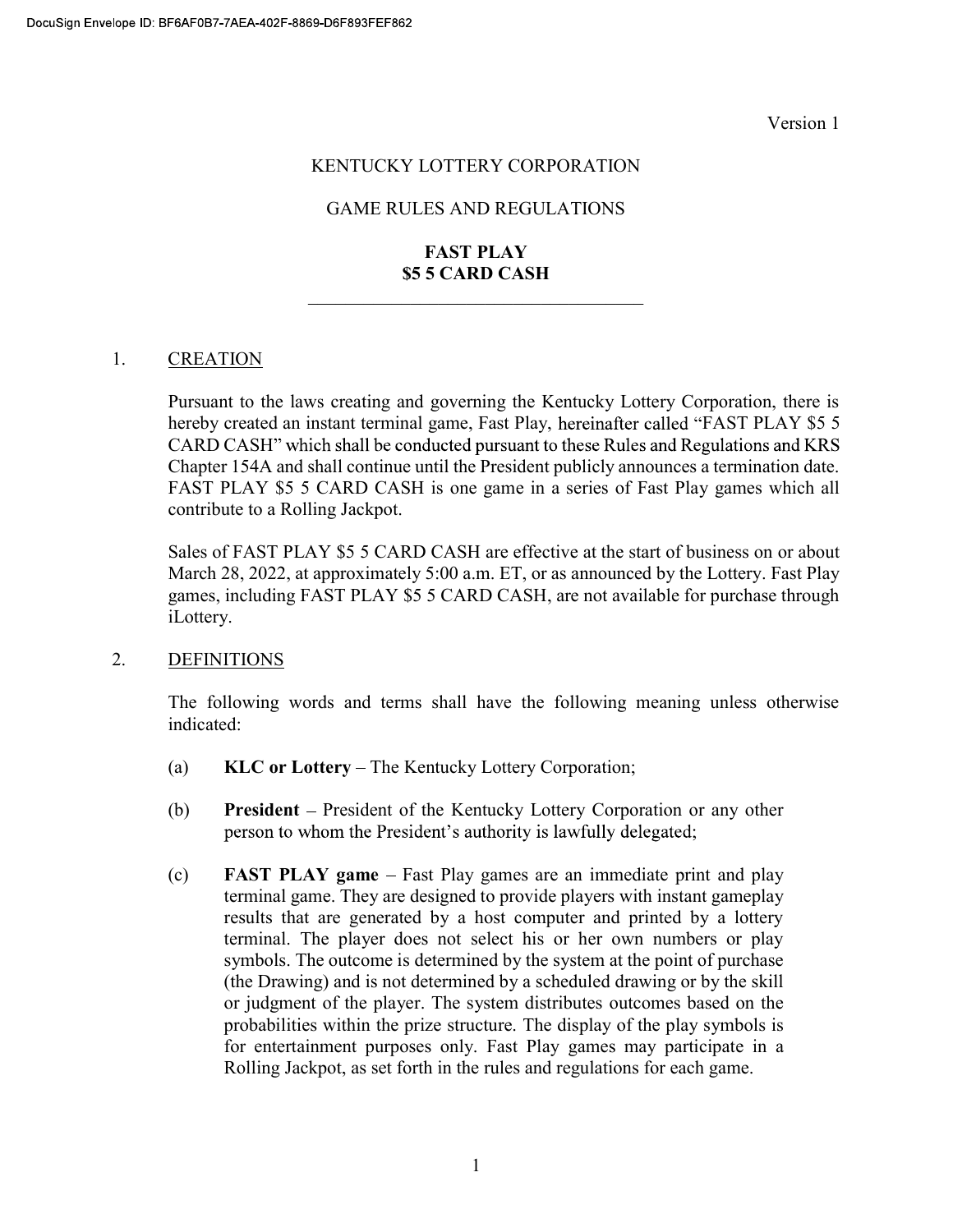Version 1

KENTUCKY LOTTERY CORPORATION

GAME RULES AND REGULATIONS

**FAST PLAY**
**$5 5 CARD CASH**

---

1. CREATION

   Pursuant to the laws creating and governing the Kentucky Lottery Corporation, there is hereby created an instant terminal game, Fast Play, hereinafter called "FAST PLAY $5 5 CARD CASH" which shall be conducted pursuant to these Rules and Regulations and KRS Chapter 154A and shall continue until the President publicly announces a termination date. FAST PLAY $5 5 CARD CASH is one game in a series of Fast Play games which all contribute to a Rolling Jackpot.

   Sales of FAST PLAY $5 5 CARD CASH are effective at the start of business on or about March 28, 2022, at approximately 5:00 a.m. ET, or as announced by the Lottery. Fast Play games, including FAST PLAY $5 5 CARD CASH, are not available for purchase through iLottery.

2. DEFINITIONS

   The following words and terms shall have the following meaning unless otherwise indicated:

   (a) **KLC or Lottery** – The Kentucky Lottery Corporation;

   (b) **President** – President of the Kentucky Lottery Corporation or any other person to whom the President's authority is lawfully delegated;

   (c) **FAST PLAY game** – Fast Play games are an immediate print and play terminal game. They are designed to provide players with instant gameplay results that are generated by a host computer and printed by a lottery terminal. The player does not select his or her own numbers or play symbols. The outcome is determined by the system at the point of purchase (the Drawing) and is not determined by a scheduled drawing or by the skill or judgment of the player. The system distributes outcomes based on the probabilities within the prize structure. The display of the play symbols is for entertainment purposes only. Fast Play games may participate in a Rolling Jackpot, as set forth in the rules and regulations for each game.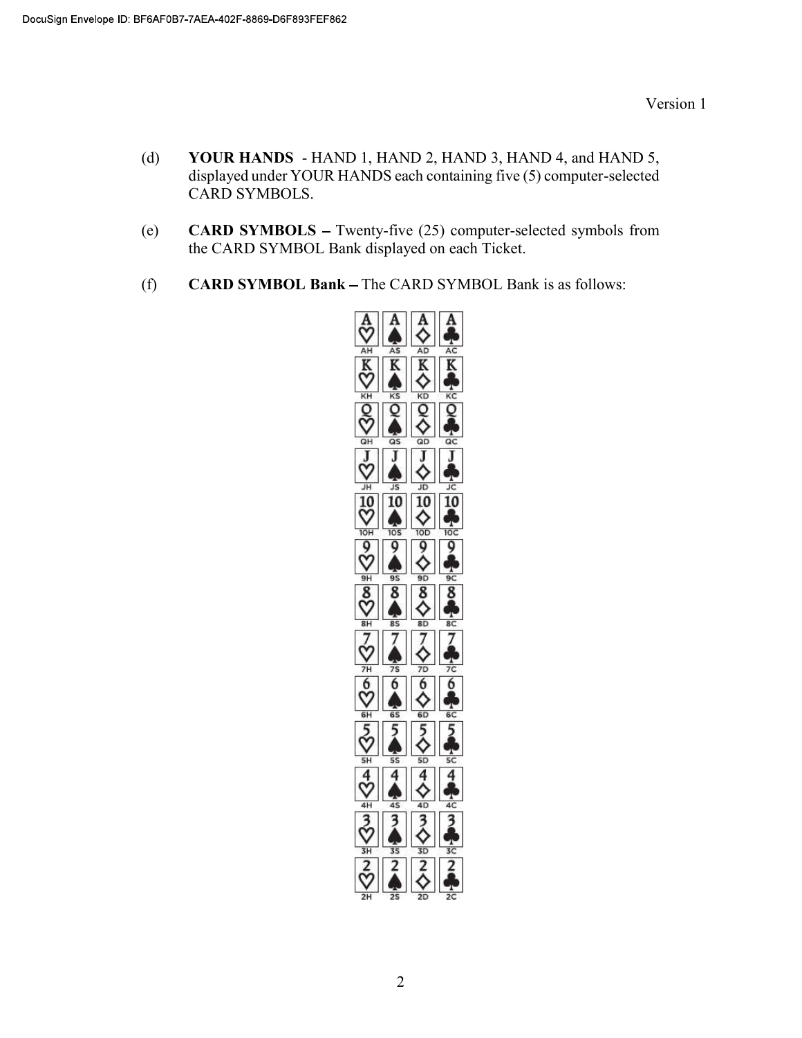(d) **YOUR HANDS** - HAND 1, HAND 2, HAND 3, HAND 4, and HAND 5, displayed under YOUR HANDS each containing five (5) computer-selected CARD SYMBOLS.

(e) **CARD SYMBOLS –** Twenty-five (25) computer-selected symbols from the CARD SYMBOL Bank displayed on each Ticket.

(f) **CARD SYMBOL Bank –** The CARD SYMBOL Bank is as follows:

| | | | |
|---|---|---|---|
| AH | AS | AD | AC |
| KH | KS | KD | KC |
| QH | QS | QD | QC |
| JH | JS | JD | JC |
| 10H | 10S | 10D | 10C |
| 9H | 9S | 9D | 9C |
| 8H | 8S | 8D | 8C |
| 7H | 7S | 7D | 7C |
| 6H | 6S | 6D | 6C |
| 5H | 5S | 5D | 5C |
| 4H | 4S | 4D | 4C |
| 3H | 3S | 3D | 3C |
| 2H | 2S | 2D | 2C |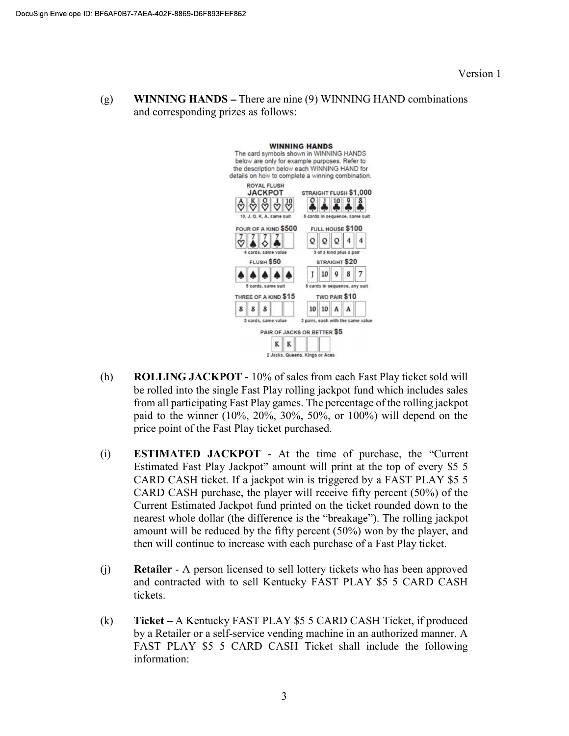Version 1

(g) **WINNING HANDS –** There are nine (9) WINNING HAND combinations and corresponding prizes as follows:

**WINNING HANDS**

The card symbols shown in WINNING HANDS below are only for example purposes. Refer to the description below each WINNING HAND for details on how to complete a winning combination.

| Hand | Prize | Description |
|---|---|---|
| ROYAL FLUSH | JACKPOT | 10, J, Q, K, A, same suit |
| STRAIGHT FLUSH | $1,000 | 5 cards in sequence, same suit |
| FOUR OF A KIND | $500 | 4 cards, same value |
| FULL HOUSE | $100 | 3 of a kind plus a pair |
| FLUSH | $50 | 5 cards, same suit |
| STRAIGHT | $20 | 5 cards in sequence, any suit |
| THREE OF A KIND | $15 | 3 cards, same value |
| TWO PAIR | $10 | 2 pairs, each with the same value |
| PAIR OF JACKS OR BETTER | $5 | 2 Jacks, Queens, Kings or Aces |

(h) **ROLLING JACKPOT -** 10% of sales from each Fast Play ticket sold will be rolled into the single Fast Play rolling jackpot fund which includes sales from all participating Fast Play games. The percentage of the rolling jackpot paid to the winner (10%, 20%, 30%, 50%, or 100%) will depend on the price point of the Fast Play ticket purchased.

(i) **ESTIMATED JACKPOT** - At the time of purchase, the "Current Estimated Fast Play Jackpot" amount will print at the top of every $5 5 CARD CASH ticket. If a jackpot win is triggered by a FAST PLAY $5 5 CARD CASH purchase, the player will receive fifty percent (50%) of the Current Estimated Jackpot fund printed on the ticket rounded down to the nearest whole dollar (the difference is the "breakage"). The rolling jackpot amount will be reduced by the fifty percent (50%) won by the player, and then will continue to increase with each purchase of a Fast Play ticket.

(j) **Retailer** - A person licensed to sell lottery tickets who has been approved and contracted with to sell Kentucky FAST PLAY $5 5 CARD CASH tickets.

(k) **Ticket** – A Kentucky FAST PLAY $5 5 CARD CASH Ticket, if produced by a Retailer or a self-service vending machine in an authorized manner. A FAST PLAY $5 5 CARD CASH Ticket shall include the following information: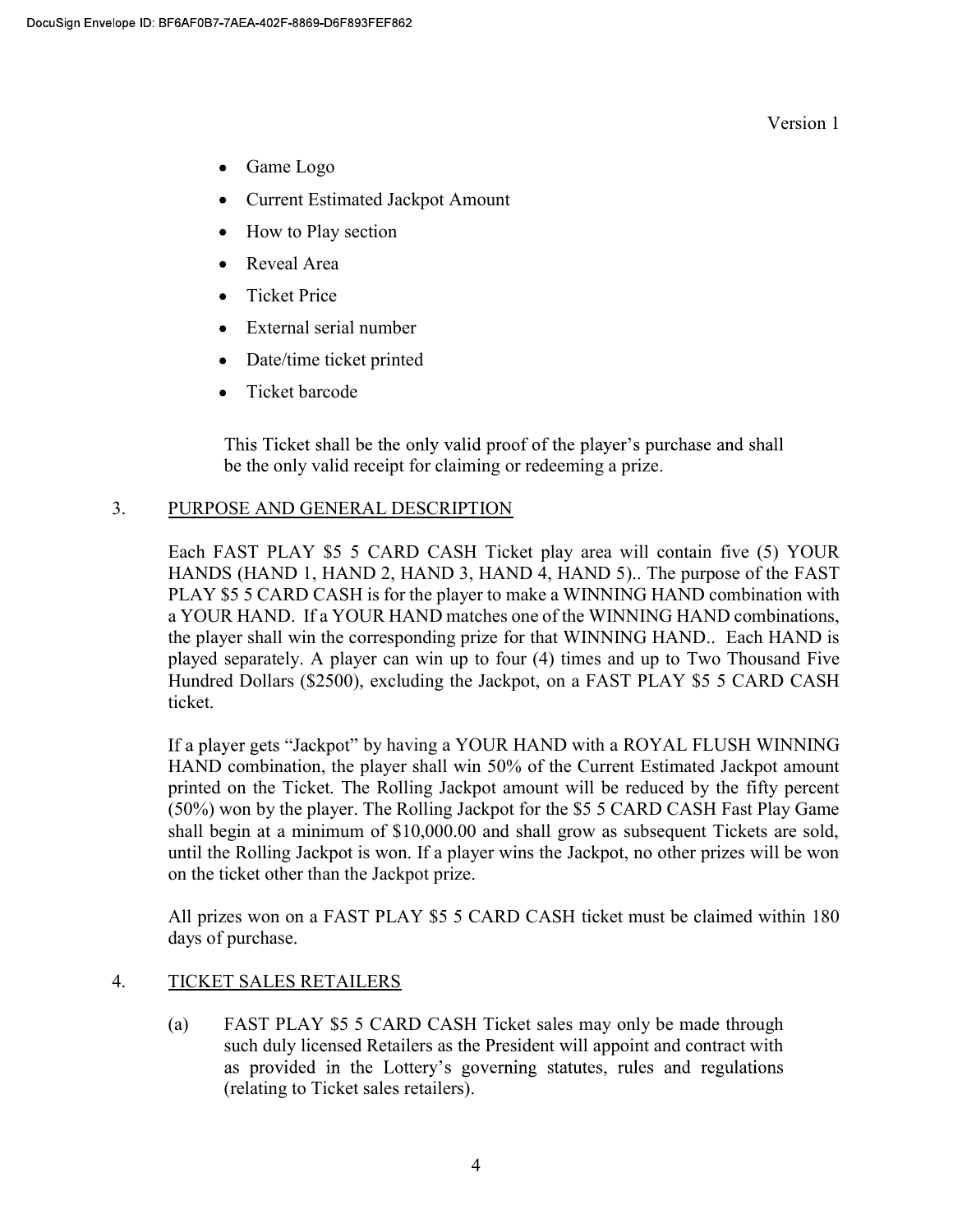- Game Logo
- Current Estimated Jackpot Amount
- How to Play section
- Reveal Area
- Ticket Price
- External serial number
- Date/time ticket printed
- Ticket barcode

This Ticket shall be the only valid proof of the player's purchase and shall be the only valid receipt for claiming or redeeming a prize.

## 3. PURPOSE AND GENERAL DESCRIPTION

Each FAST PLAY $5 5 CARD CASH Ticket play area will contain five (5) YOUR HANDS (HAND 1, HAND 2, HAND 3, HAND 4, HAND 5).. The purpose of the FAST PLAY $5 5 CARD CASH is for the player to make a WINNING HAND combination with a YOUR HAND. If a YOUR HAND matches one of the WINNING HAND combinations, the player shall win the corresponding prize for that WINNING HAND.. Each HAND is played separately. A player can win up to four (4) times and up to Two Thousand Five Hundred Dollars ($2500), excluding the Jackpot, on a FAST PLAY $5 5 CARD CASH ticket.

If a player gets "Jackpot" by having a YOUR HAND with a ROYAL FLUSH WINNING HAND combination, the player shall win 50% of the Current Estimated Jackpot amount printed on the Ticket. The Rolling Jackpot amount will be reduced by the fifty percent (50%) won by the player. The Rolling Jackpot for the $5 5 CARD CASH Fast Play Game shall begin at a minimum of $10,000.00 and shall grow as subsequent Tickets are sold, until the Rolling Jackpot is won. If a player wins the Jackpot, no other prizes will be won on the ticket other than the Jackpot prize.

All prizes won on a FAST PLAY $5 5 CARD CASH ticket must be claimed within 180 days of purchase.

## 4. TICKET SALES RETAILERS

(a) FAST PLAY $5 5 CARD CASH Ticket sales may only be made through such duly licensed Retailers as the President will appoint and contract with as provided in the Lottery's governing statutes, rules and regulations (relating to Ticket sales retailers).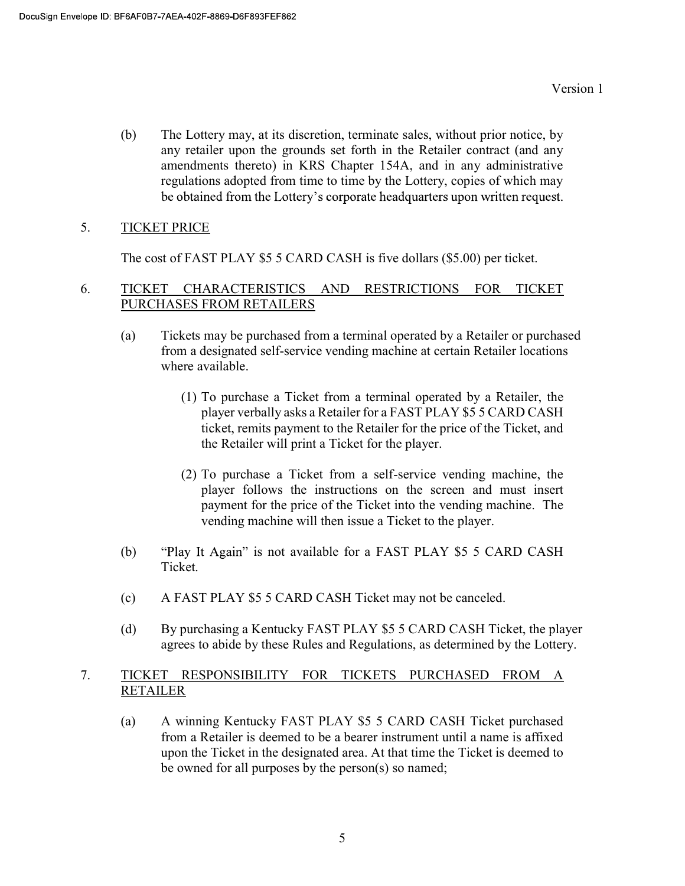(b) The Lottery may, at its discretion, terminate sales, without prior notice, by any retailer upon the grounds set forth in the Retailer contract (and any amendments thereto) in KRS Chapter 154A, and in any administrative regulations adopted from time to time by the Lottery, copies of which may be obtained from the Lottery's corporate headquarters upon written request.

5. <u>TICKET PRICE</u>

The cost of FAST PLAY $5 5 CARD CASH is five dollars ($5.00) per ticket.

6. <u>TICKET CHARACTERISTICS AND RESTRICTIONS FOR TICKET PURCHASES FROM RETAILERS</u>

(a) Tickets may be purchased from a terminal operated by a Retailer or purchased from a designated self-service vending machine at certain Retailer locations where available.

(1) To purchase a Ticket from a terminal operated by a Retailer, the player verbally asks a Retailer for a FAST PLAY $5 5 CARD CASH ticket, remits payment to the Retailer for the price of the Ticket, and the Retailer will print a Ticket for the player.

(2) To purchase a Ticket from a self-service vending machine, the player follows the instructions on the screen and must insert payment for the price of the Ticket into the vending machine. The vending machine will then issue a Ticket to the player.

(b) "Play It Again" is not available for a FAST PLAY $5 5 CARD CASH Ticket.

(c) A FAST PLAY $5 5 CARD CASH Ticket may not be canceled.

(d) By purchasing a Kentucky FAST PLAY $5 5 CARD CASH Ticket, the player agrees to abide by these Rules and Regulations, as determined by the Lottery.

7. <u>TICKET RESPONSIBILITY FOR TICKETS PURCHASED FROM A RETAILER</u>

(a) A winning Kentucky FAST PLAY $5 5 CARD CASH Ticket purchased from a Retailer is deemed to be a bearer instrument until a name is affixed upon the Ticket in the designated area. At that time the Ticket is deemed to be owned for all purposes by the person(s) so named;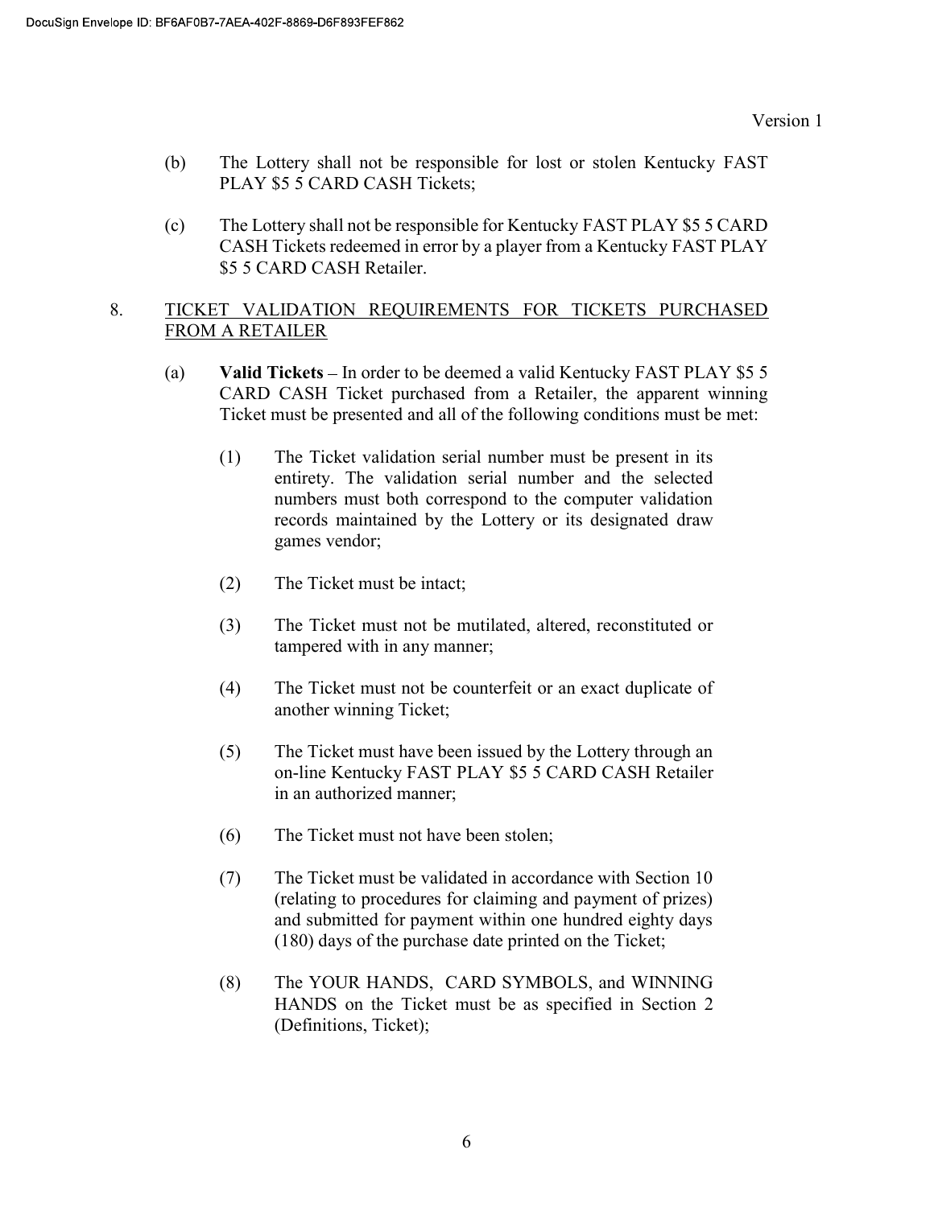(b) The Lottery shall not be responsible for lost or stolen Kentucky FAST PLAY $5 5 CARD CASH Tickets;

(c) The Lottery shall not be responsible for Kentucky FAST PLAY $5 5 CARD CASH Tickets redeemed in error by a player from a Kentucky FAST PLAY $5 5 CARD CASH Retailer.

8. <u>TICKET VALIDATION REQUIREMENTS FOR TICKETS PURCHASED FROM A RETAILER</u>

(a) **Valid Tickets** – In order to be deemed a valid Kentucky FAST PLAY $5 5 CARD CASH Ticket purchased from a Retailer, the apparent winning Ticket must be presented and all of the following conditions must be met:

(1) The Ticket validation serial number must be present in its entirety. The validation serial number and the selected numbers must both correspond to the computer validation records maintained by the Lottery or its designated draw games vendor;

(2) The Ticket must be intact;

(3) The Ticket must not be mutilated, altered, reconstituted or tampered with in any manner;

(4) The Ticket must not be counterfeit or an exact duplicate of another winning Ticket;

(5) The Ticket must have been issued by the Lottery through an on-line Kentucky FAST PLAY $5 5 CARD CASH Retailer in an authorized manner;

(6) The Ticket must not have been stolen;

(7) The Ticket must be validated in accordance with Section 10 (relating to procedures for claiming and payment of prizes) and submitted for payment within one hundred eighty days (180) days of the purchase date printed on the Ticket;

(8) The YOUR HANDS, CARD SYMBOLS, and WINNING HANDS on the Ticket must be as specified in Section 2 (Definitions, Ticket);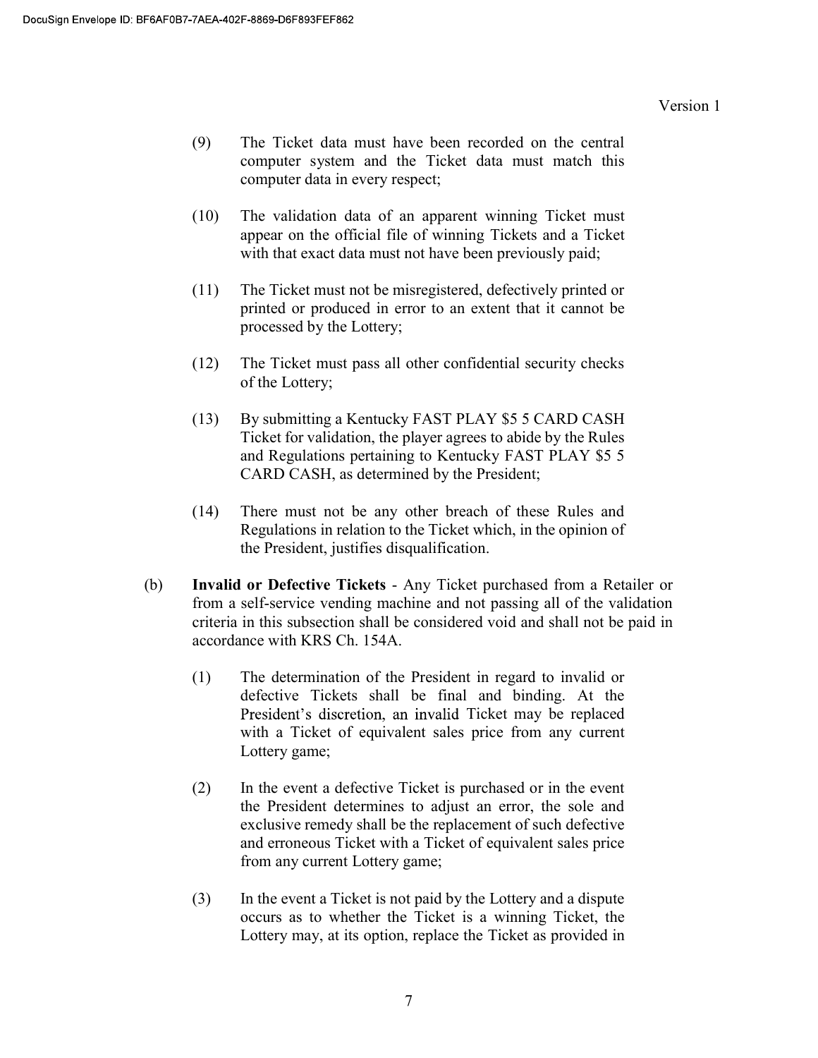(9) The Ticket data must have been recorded on the central computer system and the Ticket data must match this computer data in every respect;

(10) The validation data of an apparent winning Ticket must appear on the official file of winning Tickets and a Ticket with that exact data must not have been previously paid;

(11) The Ticket must not be misregistered, defectively printed or printed or produced in error to an extent that it cannot be processed by the Lottery;

(12) The Ticket must pass all other confidential security checks of the Lottery;

(13) By submitting a Kentucky FAST PLAY $5 5 CARD CASH Ticket for validation, the player agrees to abide by the Rules and Regulations pertaining to Kentucky FAST PLAY $5 5 CARD CASH, as determined by the President;

(14) There must not be any other breach of these Rules and Regulations in relation to the Ticket which, in the opinion of the President, justifies disqualification.

(b) **Invalid or Defective Tickets** - Any Ticket purchased from a Retailer or from a self-service vending machine and not passing all of the validation criteria in this subsection shall be considered void and shall not be paid in accordance with KRS Ch. 154A.

(1) The determination of the President in regard to invalid or defective Tickets shall be final and binding. At the President's discretion, an invalid Ticket may be replaced with a Ticket of equivalent sales price from any current Lottery game;

(2) In the event a defective Ticket is purchased or in the event the President determines to adjust an error, the sole and exclusive remedy shall be the replacement of such defective and erroneous Ticket with a Ticket of equivalent sales price from any current Lottery game;

(3) In the event a Ticket is not paid by the Lottery and a dispute occurs as to whether the Ticket is a winning Ticket, the Lottery may, at its option, replace the Ticket as provided in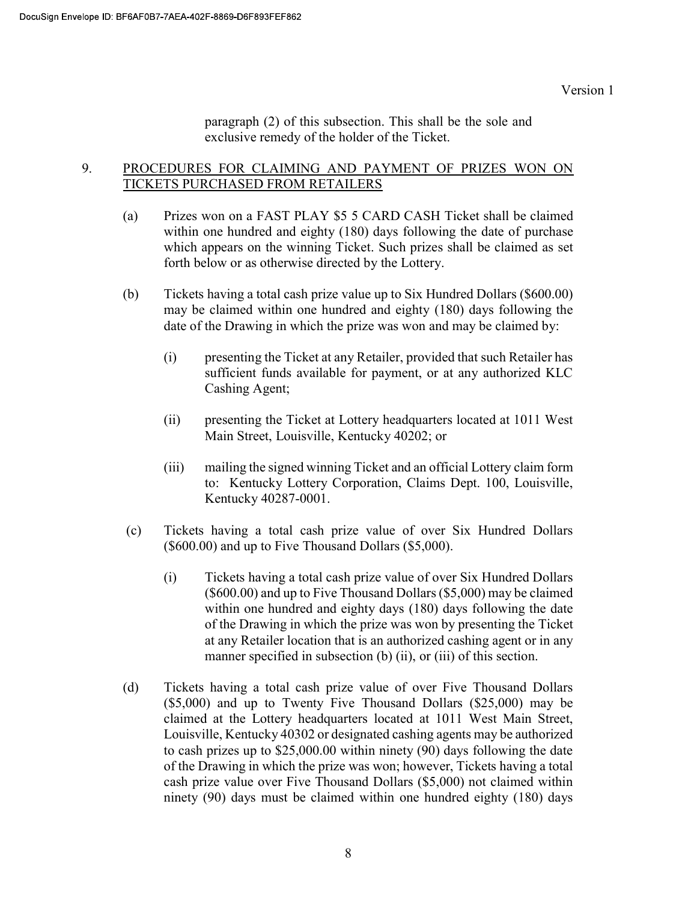paragraph (2) of this subsection. This shall be the sole and exclusive remedy of the holder of the Ticket.

9. PROCEDURES FOR CLAIMING AND PAYMENT OF PRIZES WON ON TICKETS PURCHASED FROM RETAILERS

(a) Prizes won on a FAST PLAY $5 5 CARD CASH Ticket shall be claimed within one hundred and eighty (180) days following the date of purchase which appears on the winning Ticket. Such prizes shall be claimed as set forth below or as otherwise directed by the Lottery.

(b) Tickets having a total cash prize value up to Six Hundred Dollars ($600.00) may be claimed within one hundred and eighty (180) days following the date of the Drawing in which the prize was won and may be claimed by:

(i) presenting the Ticket at any Retailer, provided that such Retailer has sufficient funds available for payment, or at any authorized KLC Cashing Agent;

(ii) presenting the Ticket at Lottery headquarters located at 1011 West Main Street, Louisville, Kentucky 40202; or

(iii) mailing the signed winning Ticket and an official Lottery claim form to: Kentucky Lottery Corporation, Claims Dept. 100, Louisville, Kentucky 40287-0001.

(c) Tickets having a total cash prize value of over Six Hundred Dollars ($600.00) and up to Five Thousand Dollars ($5,000).

(i) Tickets having a total cash prize value of over Six Hundred Dollars ($600.00) and up to Five Thousand Dollars ($5,000) may be claimed within one hundred and eighty days (180) days following the date of the Drawing in which the prize was won by presenting the Ticket at any Retailer location that is an authorized cashing agent or in any manner specified in subsection (b) (ii), or (iii) of this section.

(d) Tickets having a total cash prize value of over Five Thousand Dollars ($5,000) and up to Twenty Five Thousand Dollars ($25,000) may be claimed at the Lottery headquarters located at 1011 West Main Street, Louisville, Kentucky 40302 or designated cashing agents may be authorized to cash prizes up to $25,000.00 within ninety (90) days following the date of the Drawing in which the prize was won; however, Tickets having a total cash prize value over Five Thousand Dollars ($5,000) not claimed within ninety (90) days must be claimed within one hundred eighty (180) days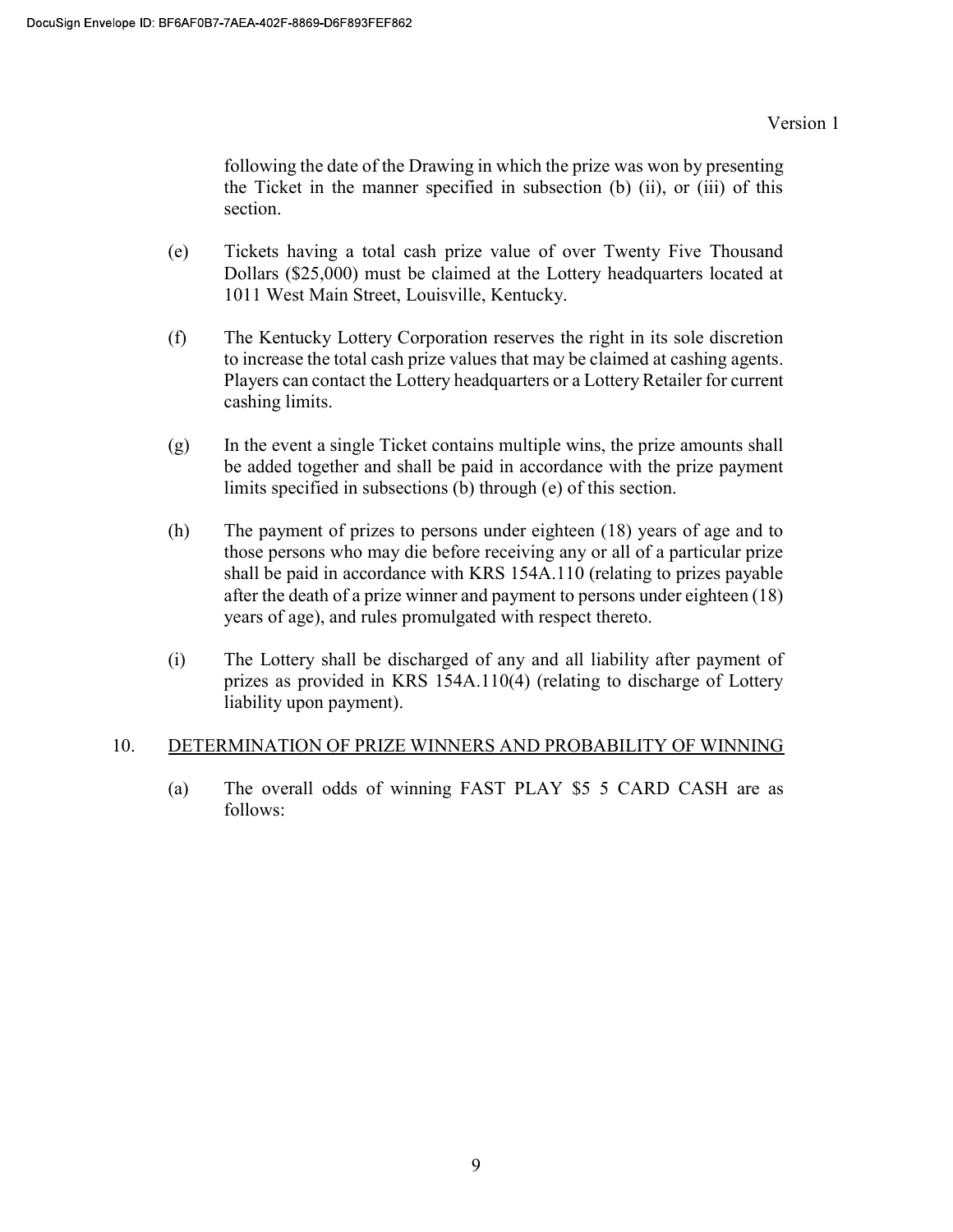following the date of the Drawing in which the prize was won by presenting the Ticket in the manner specified in subsection (b) (ii), or (iii) of this section.

(e) Tickets having a total cash prize value of over Twenty Five Thousand Dollars ($25,000) must be claimed at the Lottery headquarters located at 1011 West Main Street, Louisville, Kentucky.

(f) The Kentucky Lottery Corporation reserves the right in its sole discretion to increase the total cash prize values that may be claimed at cashing agents. Players can contact the Lottery headquarters or a Lottery Retailer for current cashing limits.

(g) In the event a single Ticket contains multiple wins, the prize amounts shall be added together and shall be paid in accordance with the prize payment limits specified in subsections (b) through (e) of this section.

(h) The payment of prizes to persons under eighteen (18) years of age and to those persons who may die before receiving any or all of a particular prize shall be paid in accordance with KRS 154A.110 (relating to prizes payable after the death of a prize winner and payment to persons under eighteen (18) years of age), and rules promulgated with respect thereto.

(i) The Lottery shall be discharged of any and all liability after payment of prizes as provided in KRS 154A.110(4) (relating to discharge of Lottery liability upon payment).

10. DETERMINATION OF PRIZE WINNERS AND PROBABILITY OF WINNING

(a) The overall odds of winning FAST PLAY $5 5 CARD CASH are as follows: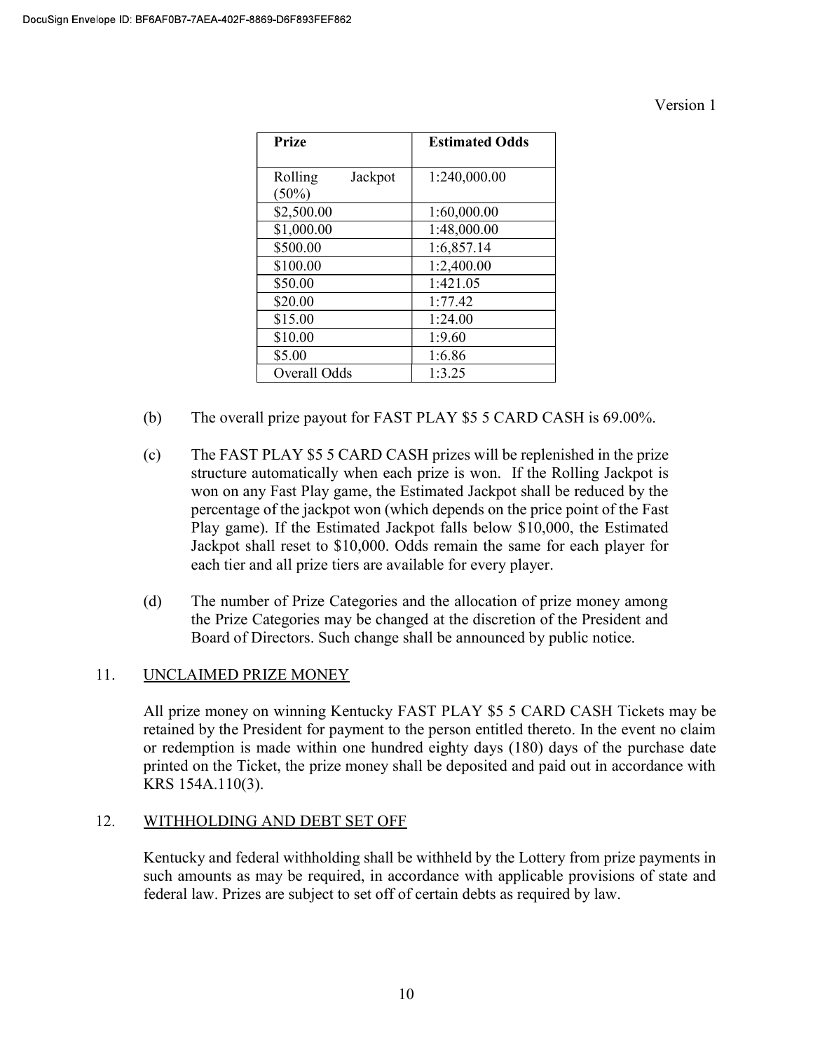Version 1

| Prize | Estimated Odds |
|---|---|
| Rolling Jackpot (50%) | 1:240,000.00 |
| $2,500.00 | 1:60,000.00 |
| $1,000.00 | 1:48,000.00 |
| $500.00 | 1:6,857.14 |
| $100.00 | 1:2,400.00 |
| $50.00 | 1:421.05 |
| $20.00 | 1:77.42 |
| $15.00 | 1:24.00 |
| $10.00 | 1:9.60 |
| $5.00 | 1:6.86 |
| Overall Odds | 1:3.25 |

(b) The overall prize payout for FAST PLAY $5 5 CARD CASH is 69.00%.

(c) The FAST PLAY $5 5 CARD CASH prizes will be replenished in the prize structure automatically when each prize is won. If the Rolling Jackpot is won on any Fast Play game, the Estimated Jackpot shall be reduced by the percentage of the jackpot won (which depends on the price point of the Fast Play game). If the Estimated Jackpot falls below $10,000, the Estimated Jackpot shall reset to $10,000. Odds remain the same for each player for each tier and all prize tiers are available for every player.

(d) The number of Prize Categories and the allocation of prize money among the Prize Categories may be changed at the discretion of the President and Board of Directors. Such change shall be announced by public notice.

11. UNCLAIMED PRIZE MONEY

All prize money on winning Kentucky FAST PLAY $5 5 CARD CASH Tickets may be retained by the President for payment to the person entitled thereto. In the event no claim or redemption is made within one hundred eighty days (180) days of the purchase date printed on the Ticket, the prize money shall be deposited and paid out in accordance with KRS 154A.110(3).

12. WITHHOLDING AND DEBT SET OFF

Kentucky and federal withholding shall be withheld by the Lottery from prize payments in such amounts as may be required, in accordance with applicable provisions of state and federal law. Prizes are subject to set off of certain debts as required by law.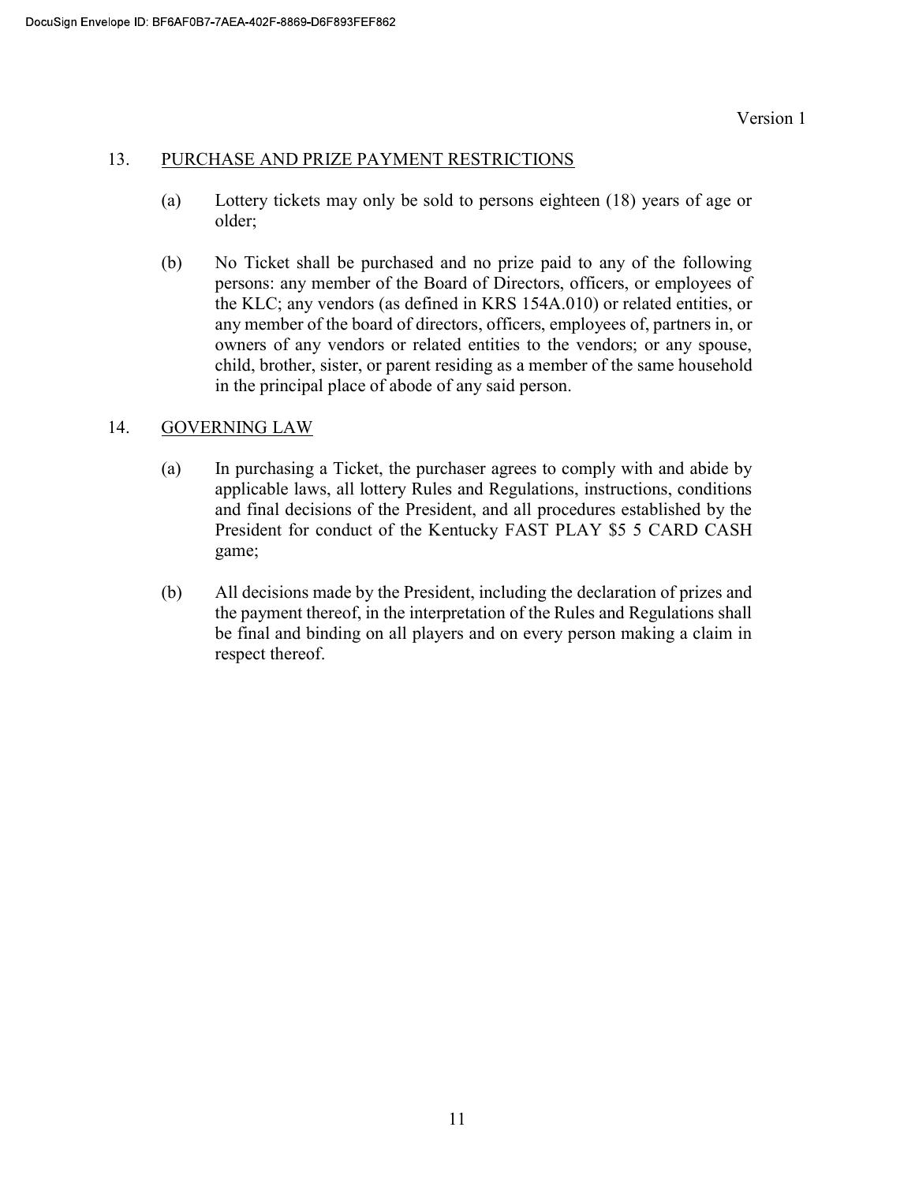## 13. PURCHASE AND PRIZE PAYMENT RESTRICTIONS

(a) Lottery tickets may only be sold to persons eighteen (18) years of age or older;

(b) No Ticket shall be purchased and no prize paid to any of the following persons: any member of the Board of Directors, officers, or employees of the KLC; any vendors (as defined in KRS 154A.010) or related entities, or any member of the board of directors, officers, employees of, partners in, or owners of any vendors or related entities to the vendors; or any spouse, child, brother, sister, or parent residing as a member of the same household in the principal place of abode of any said person.

## 14. GOVERNING LAW

(a) In purchasing a Ticket, the purchaser agrees to comply with and abide by applicable laws, all lottery Rules and Regulations, instructions, conditions and final decisions of the President, and all procedures established by the President for conduct of the Kentucky FAST PLAY $5 5 CARD CASH game;

(b) All decisions made by the President, including the declaration of prizes and the payment thereof, in the interpretation of the Rules and Regulations shall be final and binding on all players and on every person making a claim in respect thereof.